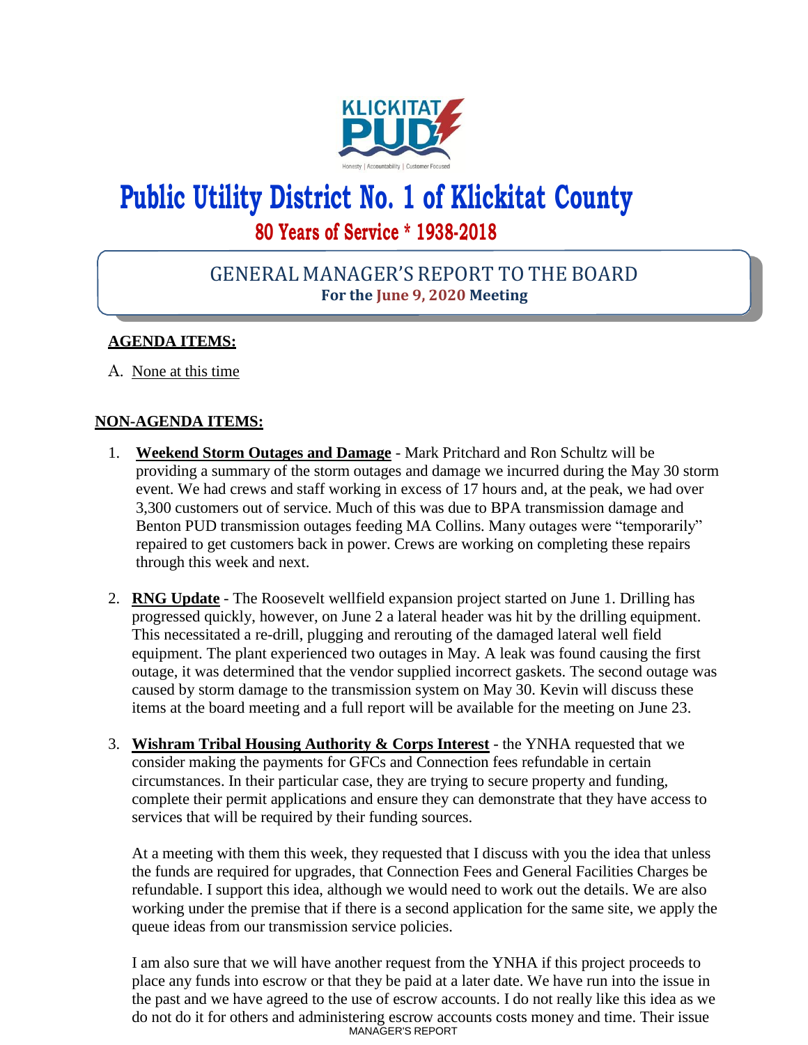KLICKITAT PUD

Honesty | Accountability | Customer Focused

# Public Utility District No. 1 of Klickitat County

## 80 Years of Service * 1938-2018

## GENERAL MANAGER'S REPORT TO THE BOARD

**For the June 9, 2020 Meeting**

### AGENDA ITEMS:

A. None at this time

### NON-AGENDA ITEMS:

1. **Weekend Storm Outages and Damage** - Mark Pritchard and Ron Schultz will be providing a summary of the storm outages and damage we incurred during the May 30 storm event. We had crews and staff working in excess of 17 hours and, at the peak, we had over 3,300 customers out of service. Much of this was due to BPA transmission damage and Benton PUD transmission outages feeding MA Collins. Many outages were "temporarily" repaired to get customers back in power. Crews are working on completing these repairs through this week and next.

2. **RNG Update** - The Roosevelt wellfield expansion project started on June 1. Drilling has progressed quickly, however, on June 2 a lateral header was hit by the drilling equipment. This necessitated a re-drill, plugging and rerouting of the damaged lateral well field equipment. The plant experienced two outages in May. A leak was found causing the first outage, it was determined that the vendor supplied incorrect gaskets. The second outage was caused by storm damage to the transmission system on May 30. Kevin will discuss these items at the board meeting and a full report will be available for the meeting on June 23.

3. **Wishram Tribal Housing Authority & Corps Interest** - the YNHA requested that we consider making the payments for GFCs and Connection fees refundable in certain circumstances. In their particular case, they are trying to secure property and funding, complete their permit applications and ensure they can demonstrate that they have access to services that will be required by their funding sources.

   At a meeting with them this week, they requested that I discuss with you the idea that unless the funds are required for upgrades, that Connection Fees and General Facilities Charges be refundable. I support this idea, although we would need to work out the details. We are also working under the premise that if there is a second application for the same site, we apply the queue ideas from our transmission service policies.

   I am also sure that we will have another request from the YNHA if this project proceeds to place any funds into escrow or that they be paid at a later date. We have run into the issue in the past and we have agreed to the use of escrow accounts. I do not really like this idea as we do not do it for others and administering escrow accounts costs money and time. Their issue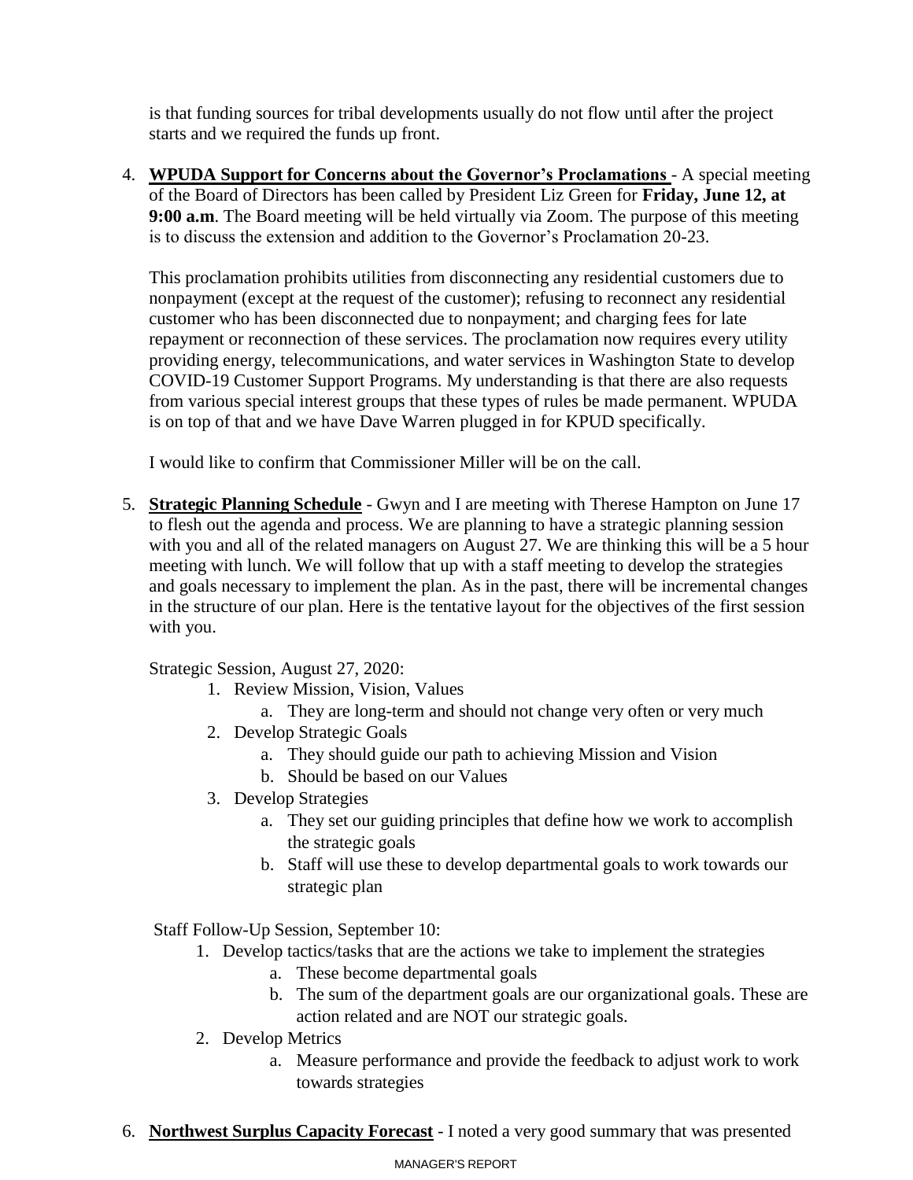is that funding sources for tribal developments usually do not flow until after the project starts and we required the funds up front.

4. **WPUDA Support for Concerns about the Governor's Proclamations** - A special meeting of the Board of Directors has been called by President Liz Green for **Friday, June 12, at 9:00 a.m**. The Board meeting will be held virtually via Zoom. The purpose of this meeting is to discuss the extension and addition to the Governor's Proclamation 20-23.

   This proclamation prohibits utilities from disconnecting any residential customers due to nonpayment (except at the request of the customer); refusing to reconnect any residential customer who has been disconnected due to nonpayment; and charging fees for late repayment or reconnection of these services. The proclamation now requires every utility providing energy, telecommunications, and water services in Washington State to develop COVID-19 Customer Support Programs. My understanding is that there are also requests from various special interest groups that these types of rules be made permanent. WPUDA is on top of that and we have Dave Warren plugged in for KPUD specifically.

   I would like to confirm that Commissioner Miller will be on the call.

5. **Strategic Planning Schedule** - Gwyn and I are meeting with Therese Hampton on June 17 to flesh out the agenda and process. We are planning to have a strategic planning session with you and all of the related managers on August 27. We are thinking this will be a 5 hour meeting with lunch. We will follow that up with a staff meeting to develop the strategies and goals necessary to implement the plan. As in the past, there will be incremental changes in the structure of our plan. Here is the tentative layout for the objectives of the first session with you.

   Strategic Session, August 27, 2020:

   1. Review Mission, Vision, Values
      a. They are long-term and should not change very often or very much
   2. Develop Strategic Goals
      a. They should guide our path to achieving Mission and Vision
      b. Should be based on our Values
   3. Develop Strategies
      a. They set our guiding principles that define how we work to accomplish the strategic goals
      b. Staff will use these to develop departmental goals to work towards our strategic plan

   Staff Follow-Up Session, September 10:

   1. Develop tactics/tasks that are the actions we take to implement the strategies
      a. These become departmental goals
      b. The sum of the department goals are our organizational goals. These are action related and are NOT our strategic goals.
   2. Develop Metrics
      a. Measure performance and provide the feedback to adjust work to work towards strategies

6. **Northwest Surplus Capacity Forecast** - I noted a very good summary that was presented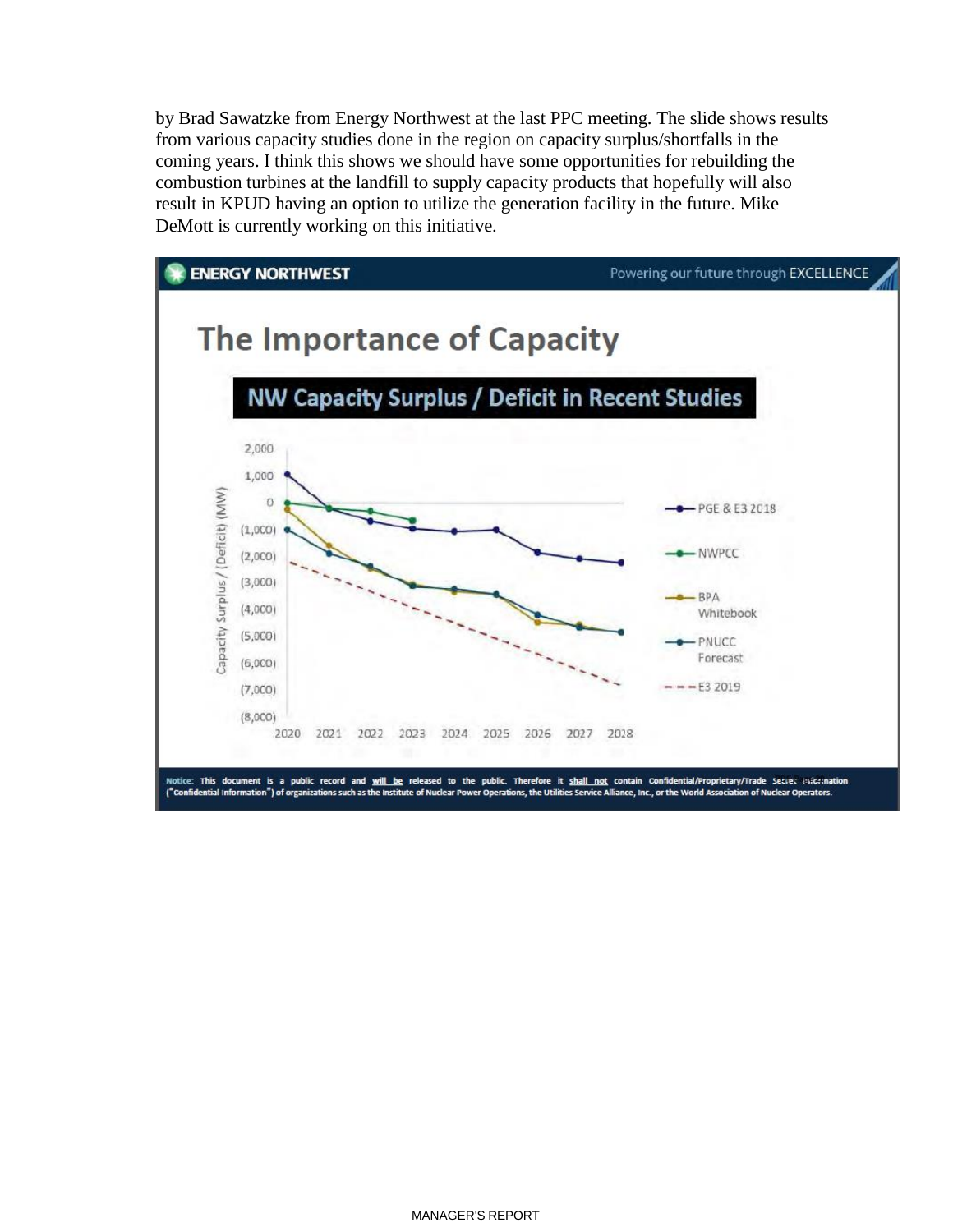by Brad Sawatzke from Energy Northwest at the last PPC meeting. The slide shows results from various capacity studies done in the region on capacity surplus/shortfalls in the coming years. I think this shows we should have some opportunities for rebuilding the combustion turbines at the landfill to supply capacity products that hopefully will also result in KPUD having an option to utilize the generation facility in the future. Mike DeMott is currently working on this initiative.

ENERGY NORTHWEST

Powering our future through EXCELLENCE

The Importance of Capacity

NW Capacity Surplus / Deficit in Recent Studies

Capacity Surplus / (Deficit) (MW)

2,000
1,000
0
(1,000)
(2,000)
(3,000)
(4,000)
(5,000)
(6,000)
(7,000)
(8,000)

2020 2021 2022 2023 2024 2025 2026 2027 2028

PGE & E3 2018
NWPCC
BPA Whitebook
PNUCC Forecast
E3 2019

Notice: This document is a public record and will be released to the public. Therefore it shall not contain Confidential/Proprietary/Trade Secret Information ("Confidential Information") of organizations such as the Institute of Nuclear Power Operations, the Utilities Service Alliance, Inc., or the World Association of Nuclear Operators.

MANAGER'S REPORT